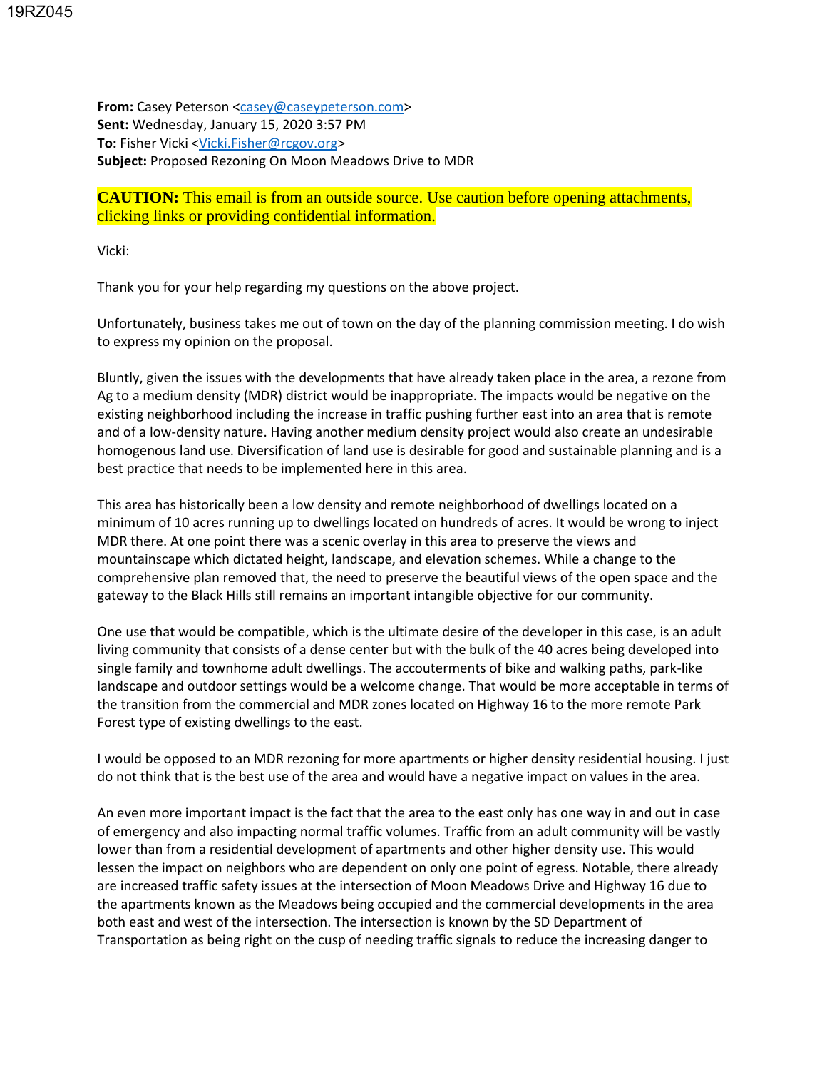19RZ045

**From:** Casey Peterson <casey@caseypeterson.com>
**Sent:** Wednesday, January 15, 2020 3:57 PM
**To:** Fisher Vicki <Vicki.Fisher@rcgov.org>
**Subject:** Proposed Rezoning On Moon Meadows Drive to MDR

**CAUTION:** This email is from an outside source. Use caution before opening attachments, clicking links or providing confidential information.

Vicki:

Thank you for your help regarding my questions on the above project.

Unfortunately, business takes me out of town on the day of the planning commission meeting. I do wish to express my opinion on the proposal.

Bluntly, given the issues with the developments that have already taken place in the area, a rezone from Ag to a medium density (MDR) district would be inappropriate. The impacts would be negative on the existing neighborhood including the increase in traffic pushing further east into an area that is remote and of a low-density nature. Having another medium density project would also create an undesirable homogenous land use. Diversification of land use is desirable for good and sustainable planning and is a best practice that needs to be implemented here in this area.

This area has historically been a low density and remote neighborhood of dwellings located on a minimum of 10 acres running up to dwellings located on hundreds of acres. It would be wrong to inject MDR there. At one point there was a scenic overlay in this area to preserve the views and mountainscape which dictated height, landscape, and elevation schemes. While a change to the comprehensive plan removed that, the need to preserve the beautiful views of the open space and the gateway to the Black Hills still remains an important intangible objective for our community.

One use that would be compatible, which is the ultimate desire of the developer in this case, is an adult living community that consists of a dense center but with the bulk of the 40 acres being developed into single family and townhome adult dwellings. The accouterments of bike and walking paths, park-like landscape and outdoor settings would be a welcome change. That would be more acceptable in terms of the transition from the commercial and MDR zones located on Highway 16 to the more remote Park Forest type of existing dwellings to the east.

I would be opposed to an MDR rezoning for more apartments or higher density residential housing. I just do not think that is the best use of the area and would have a negative impact on values in the area.

An even more important impact is the fact that the area to the east only has one way in and out in case of emergency and also impacting normal traffic volumes. Traffic from an adult community will be vastly lower than from a residential development of apartments and other higher density use. This would lessen the impact on neighbors who are dependent on only one point of egress. Notable, there already are increased traffic safety issues at the intersection of Moon Meadows Drive and Highway 16 due to the apartments known as the Meadows being occupied and the commercial developments in the area both east and west of the intersection. The intersection is known by the SD Department of Transportation as being right on the cusp of needing traffic signals to reduce the increasing danger to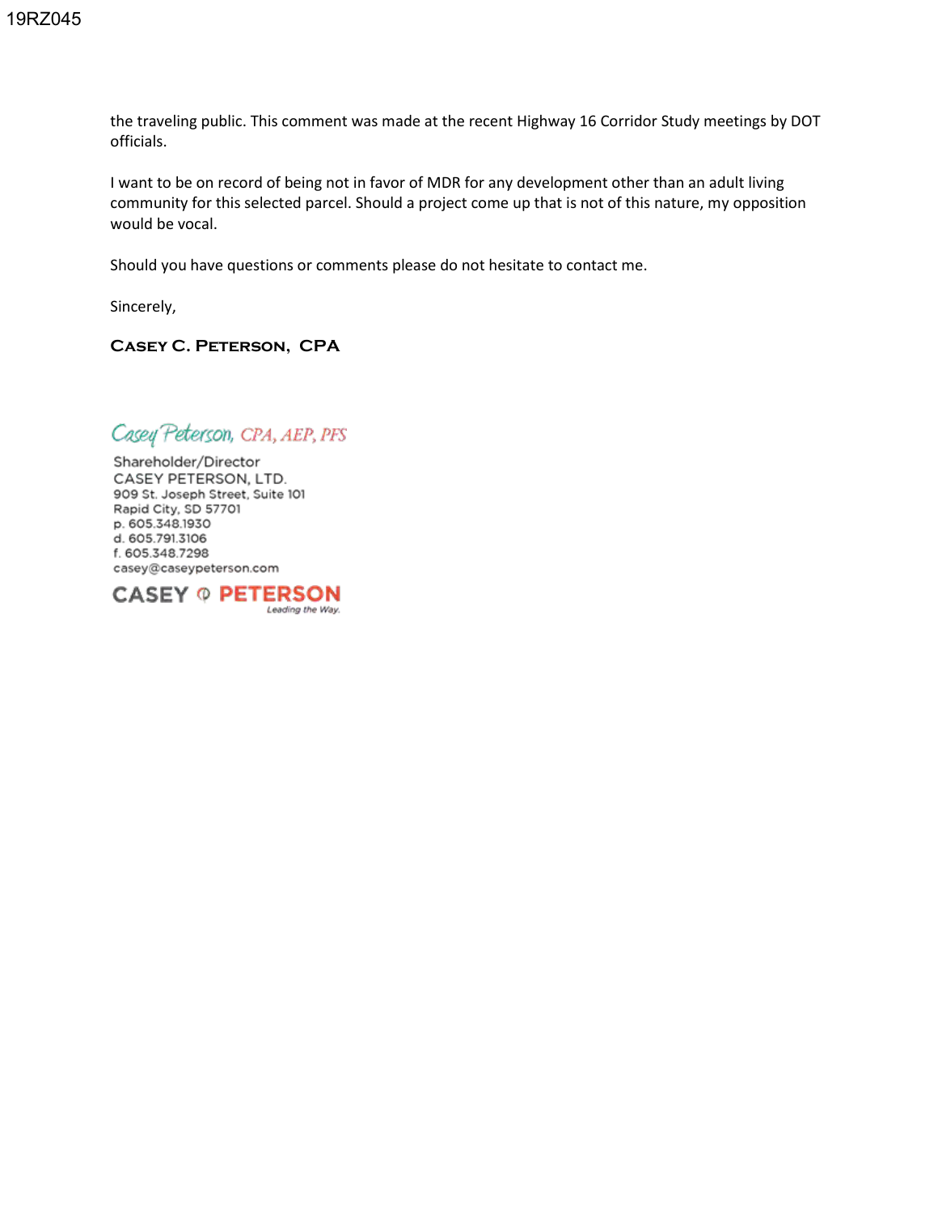the traveling public. This comment was made at the recent Highway 16 Corridor Study meetings by DOT officials.

I want to be on record of being not in favor of MDR for any development other than an adult living community for this selected parcel. Should a project come up that is not of this nature, my opposition would be vocal.

Should you have questions or comments please do not hesitate to contact me.

Sincerely,

**Casey C. Peterson, CPA**

*Casey Peterson, CPA, AEP, PFS*

Shareholder/Director
CASEY PETERSON, LTD.
909 St. Joseph Street, Suite 101
Rapid City, SD 57701
p. 605.348.1930
d. 605.791.3106
f. 605.348.7298
casey@caseypeterson.com

CASEY PETERSON
*Leading the Way.*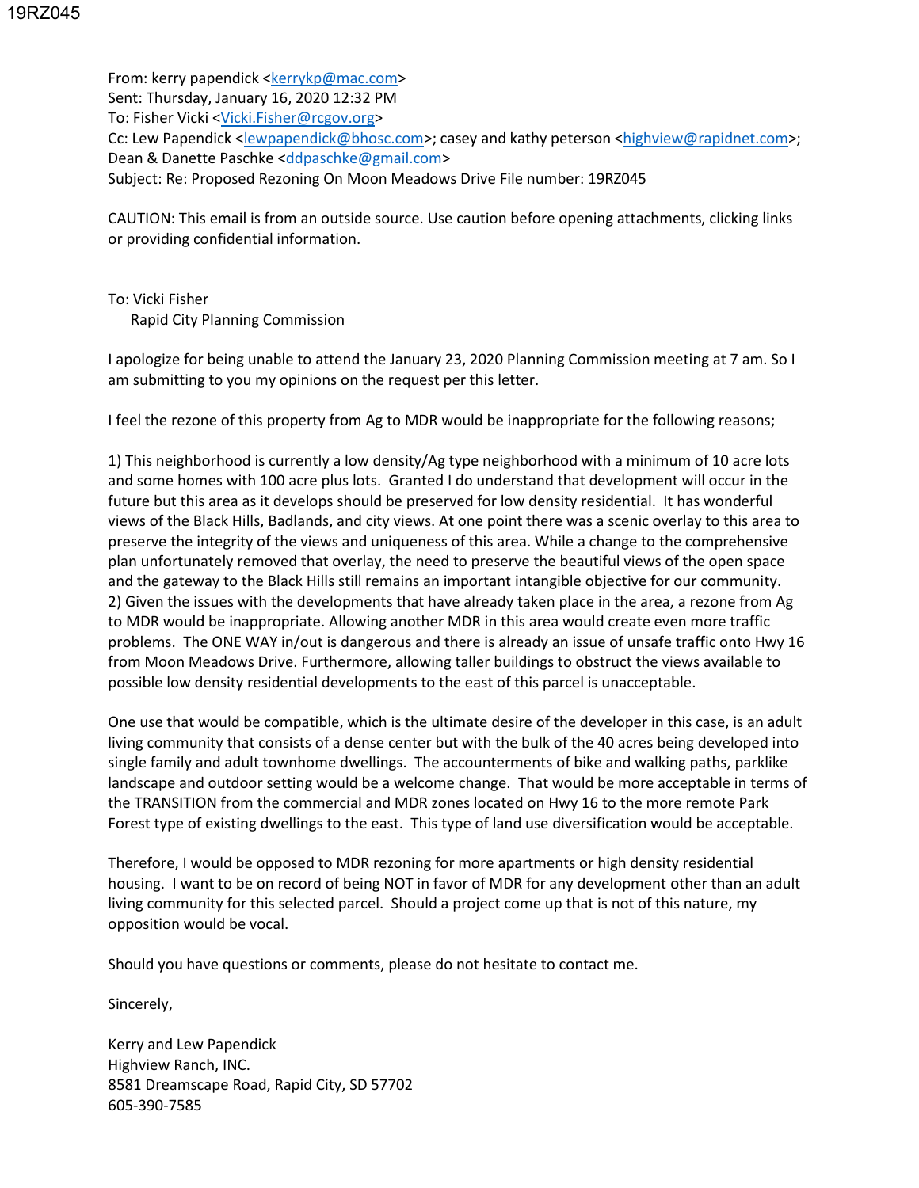19RZ045

From: kerry papendick <kerrykp@mac.com>
Sent: Thursday, January 16, 2020 12:32 PM
To: Fisher Vicki <Vicki.Fisher@rcgov.org>
Cc: Lew Papendick <lewpapendick@bhosc.com>; casey and kathy peterson <highview@rapidnet.com>; Dean & Danette Paschke <ddpaschke@gmail.com>
Subject: Re: Proposed Rezoning On Moon Meadows Drive File number: 19RZ045

CAUTION: This email is from an outside source. Use caution before opening attachments, clicking links or providing confidential information.

To: Vicki Fisher
Rapid City Planning Commission

I apologize for being unable to attend the January 23, 2020 Planning Commission meeting at 7 am. So I am submitting to you my opinions on the request per this letter.

I feel the rezone of this property from Ag to MDR would be inappropriate for the following reasons;

1) This neighborhood is currently a low density/Ag type neighborhood with a minimum of 10 acre lots and some homes with 100 acre plus lots. Granted I do understand that development will occur in the future but this area as it develops should be preserved for low density residential. It has wonderful views of the Black Hills, Badlands, and city views. At one point there was a scenic overlay to this area to preserve the integrity of the views and uniqueness of this area. While a change to the comprehensive plan unfortunately removed that overlay, the need to preserve the beautiful views of the open space and the gateway to the Black Hills still remains an important intangible objective for our community.
2) Given the issues with the developments that have already taken place in the area, a rezone from Ag to MDR would be inappropriate. Allowing another MDR in this area would create even more traffic problems. The ONE WAY in/out is dangerous and there is already an issue of unsafe traffic onto Hwy 16 from Moon Meadows Drive. Furthermore, allowing taller buildings to obstruct the views available to possible low density residential developments to the east of this parcel is unacceptable.

One use that would be compatible, which is the ultimate desire of the developer in this case, is an adult living community that consists of a dense center but with the bulk of the 40 acres being developed into single family and adult townhome dwellings. The accounterments of bike and walking paths, parklike landscape and outdoor setting would be a welcome change. That would be more acceptable in terms of the TRANSITION from the commercial and MDR zones located on Hwy 16 to the more remote Park Forest type of existing dwellings to the east. This type of land use diversification would be acceptable.

Therefore, I would be opposed to MDR rezoning for more apartments or high density residential housing. I want to be on record of being NOT in favor of MDR for any development other than an adult living community for this selected parcel. Should a project come up that is not of this nature, my opposition would be vocal.

Should you have questions or comments, please do not hesitate to contact me.

Sincerely,

Kerry and Lew Papendick
Highview Ranch, INC.
8581 Dreamscape Road, Rapid City, SD 57702
605-390-7585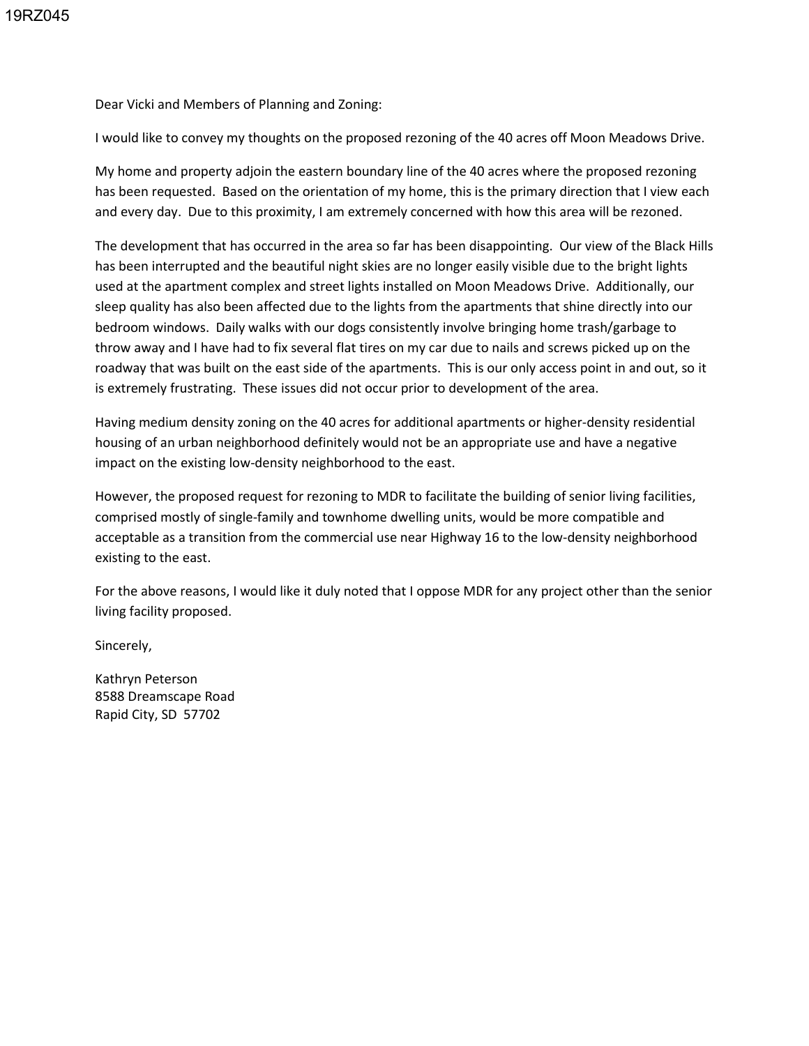19RZ045

Dear Vicki and Members of Planning and Zoning:

I would like to convey my thoughts on the proposed rezoning of the 40 acres off Moon Meadows Drive.

My home and property adjoin the eastern boundary line of the 40 acres where the proposed rezoning has been requested. Based on the orientation of my home, this is the primary direction that I view each and every day. Due to this proximity, I am extremely concerned with how this area will be rezoned.

The development that has occurred in the area so far has been disappointing. Our view of the Black Hills has been interrupted and the beautiful night skies are no longer easily visible due to the bright lights used at the apartment complex and street lights installed on Moon Meadows Drive. Additionally, our sleep quality has also been affected due to the lights from the apartments that shine directly into our bedroom windows. Daily walks with our dogs consistently involve bringing home trash/garbage to throw away and I have had to fix several flat tires on my car due to nails and screws picked up on the roadway that was built on the east side of the apartments. This is our only access point in and out, so it is extremely frustrating. These issues did not occur prior to development of the area.

Having medium density zoning on the 40 acres for additional apartments or higher-density residential housing of an urban neighborhood definitely would not be an appropriate use and have a negative impact on the existing low-density neighborhood to the east.

However, the proposed request for rezoning to MDR to facilitate the building of senior living facilities, comprised mostly of single-family and townhome dwelling units, would be more compatible and acceptable as a transition from the commercial use near Highway 16 to the low-density neighborhood existing to the east.

For the above reasons, I would like it duly noted that I oppose MDR for any project other than the senior living facility proposed.

Sincerely,

Kathryn Peterson
8588 Dreamscape Road
Rapid City, SD 57702